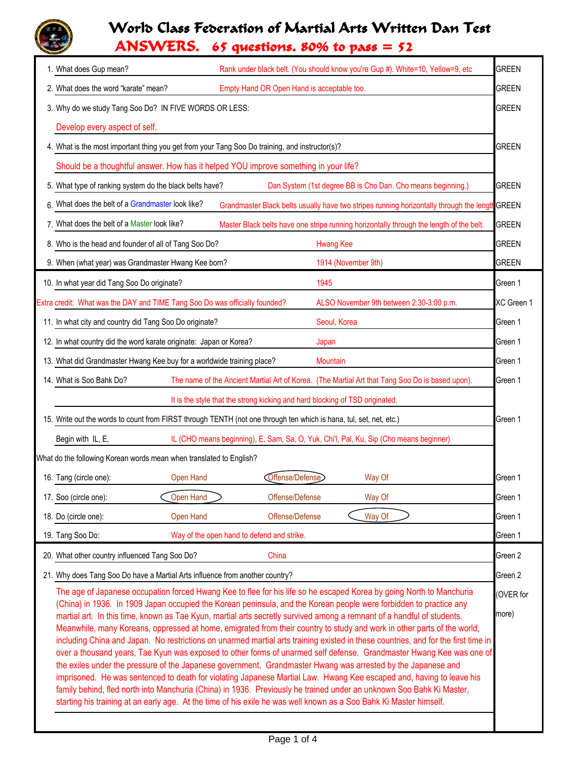# World Class Federation of Martial Arts Written Dan Test

## ANSWERS. 65 questions. 80% to pass = 52

| Question | Answer | Level |
|---|---|---|
| 1. What does Gup mean? | Rank under black belt. (You should know you're Gup #). White=10, Yellow=9, etc | GREEN |
| 2. What does the word "karate" mean? | Empty Hand OR Open Hand is acceptable too. | GREEN |
| 3. Why do we study Tang Soo Do? IN FIVE WORDS OR LESS: | Develop every aspect of self. | GREEN |
| 4. What is the most important thing you get from your Tang Soo Do training, and instructor(s)? | Should be a thoughtful answer. How has it helped YOU improve something in your life? | GREEN |
| 5. What type of ranking system do the black belts have? | Dan System (1st degree BB is Cho Dan. Cho means beginning.) | GREEN |
| 6. What does the belt of a Grandmaster look like? | Grandmaster Black belts usually have two stripes running horizontally through the length | GREEN |
| 7. What does the belt of a Master look like? | Master Black belts have one stripe running horizontally through the length of the belt. | GREEN |
| 8. Who is the head and founder of all of Tang Soo Do? | Hwang Kee | GREEN |
| 9. When (what year) was Grandmaster Hwang Kee born? | 1914 (November 9th) | GREEN |
| 10. In what year did Tang Soo Do originate? | 1945 | Green 1 |
| Extra credit: What was the DAY and TIME Tang Soo Do was officially founded? | ALSO November 9th between 2:30-3:00 p.m. | XC Green 1 |
| 11. In what city and country did Tang Soo Do originate? | Seoul, Korea | Green 1 |
| 12. In what country did the word karate originate: Japan or Korea? | Japan | Green 1 |
| 13. What did Grandmaster Hwang Kee buy for a worldwide training place? | Mountain | Green 1 |
| 14. What is Soo Bahk Do? | The name of the Ancient Martial Art of Korea. (The Martial Art that Tang Soo Do is based upon). It is the style that the strong kicking and hard blocking of TSD originated. | Green 1 |
| 15. Write out the words to count from FIRST through TENTH (not one through ten which is hana, tul, set, net, etc.) Begin with IL, E, | IL (CHO means beginning), E, Sam, Sa, O, Yuk, Chi'l, Pal, Ku, Sip (Cho means beginner) | Green 1 |

What do the following Korean words mean when translated to English?

| Question | Option 1 | Option 2 | Option 3 | Level |
|---|---|---|---|---|
| 16. Tang (circle one): | Open Hand | **(Offense/Defense)** | Way Of | Green 1 |
| 17. Soo (circle one): | **(Open Hand)** | Offense/Defense | Way Of | Green 1 |
| 18. Do (circle one): | Open Hand | Offense/Defense | **(Way Of)** | Green 1 |
| 19. Tang Soo Do: | Way of the open hand to defend and strike. | | | Green 1 |

| Question | Answer | Level |
|---|---|---|
| 20. What other country influenced Tang Soo Do? | China | Green 2 |
| 21. Why does Tang Soo Do have a Martial Arts influence from another country? | | Green 2 (OVER for more) |

The age of Japanese occupation forced Hwang Kee to flee for his life so he escaped Korea by going North to Manchuria (China) in 1936. In 1909 Japan occupied the Korean peninsula, and the Korean people were forbidden to practice any martial art. In this time, known as Tae Kyun, martial arts secretly survived among a remnant of a handful of students. Meanwhile, many Koreans, oppressed at home, emigrated from their country to study and work in other parts of the world, including China and Japan. No restrictions on unarmed martial arts training existed in these countries, and for the first time in over a thousand years, Tae Kyun was exposed to other forms of unarmed self defense. Grandmaster Hwang Kee was one of the exiles under the pressure of the Japanese government. Grandmaster Hwang was arrested by the Japanese and imprisoned. He was sentenced to death for violating Japanese Martial Law. Hwang Kee escaped and, having to leave his family behind, fled north into Manchuria (China) in 1936. Previously he trained under an unknown Soo Bahk Ki Master, starting his training at an early age. At the time of his exile he was well known as a Soo Bahk Ki Master himself.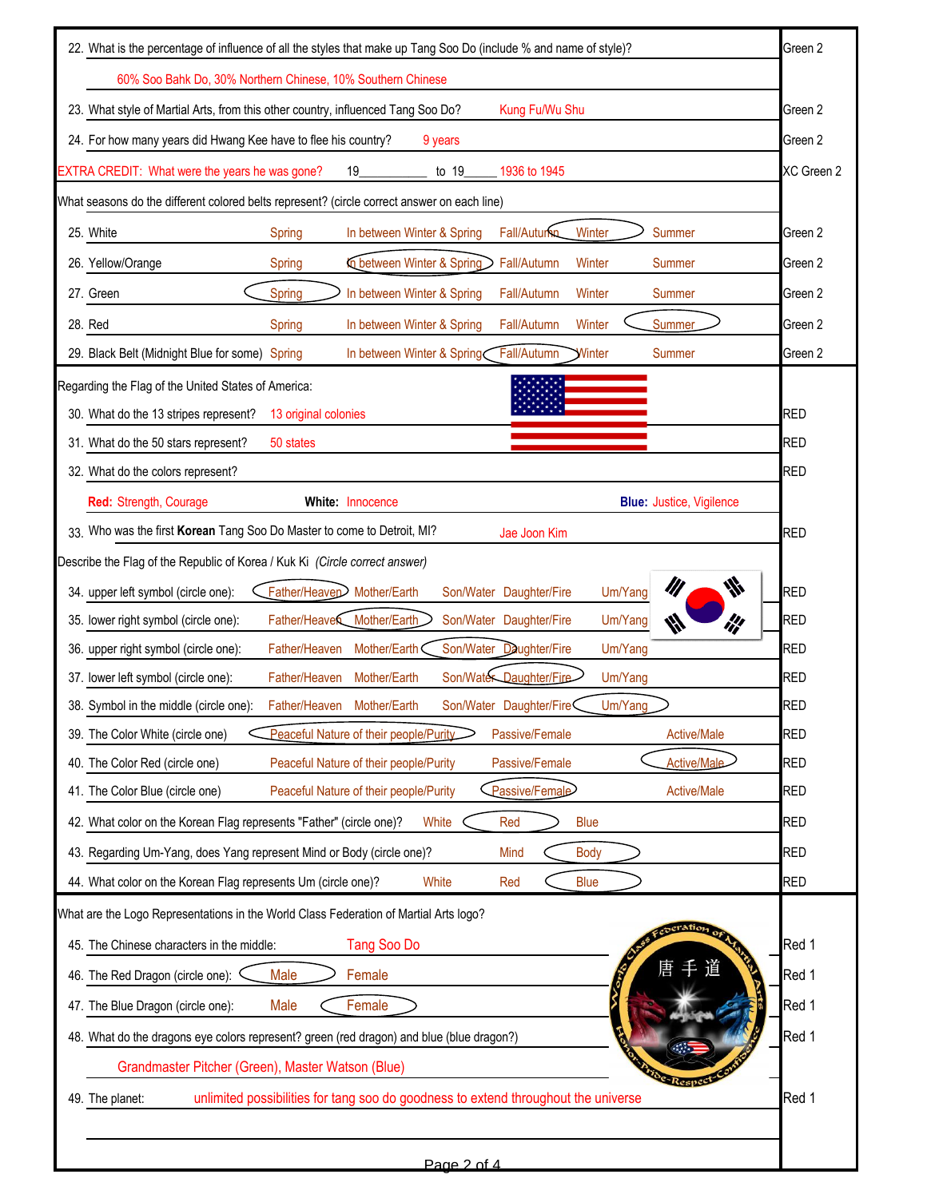| Question | Level |
|---|---|
| 22. What is the percentage of influence of all the styles that make up Tang Soo Do (include % and name of style)? | Green 2 |
| 60% Soo Bahk Do, 30% Northern Chinese, 10% Southern Chinese | |
| 23. What style of Martial Arts, from this other country, influenced Tang Soo Do? Kung Fu/Wu Shu | Green 2 |
| 24. For how many years did Hwang Kee have to flee his country? 9 years | Green 2 |
| EXTRA CREDIT: What were the years he was gone? 19\_\_\_\_\_\_\_\_\_\_ to 19\_\_\_\_\_ 1936 to 1945 | XC Green 2 |

What seasons do the different colored belts represent? (circle correct answer on each line)

| Belt | Options (circled answer in bold) | Level |
|---|---|---|
| 25. White | Spring / In between Winter & Spring / Fall/Autumn / **Winter** / Summer | Green 2 |
| 26. Yellow/Orange | Spring / **In between Winter & Spring** / Fall/Autumn / Winter / Summer | Green 2 |
| 27. Green | **Spring** / In between Winter & Spring / Fall/Autumn / Winter / Summer | Green 2 |
| 28. Red | Spring / In between Winter & Spring / Fall/Autumn / Winter / **Summer** | Green 2 |
| 29. Black Belt (Midnight Blue for some) | Spring / In between Winter & Spring / **Fall/Autumn** / Winter / Summer | Green 2 |

Regarding the Flag of the United States of America:

| Question | Level |
|---|---|
| 30. What do the 13 stripes represent? 13 original colonies | RED |
| 31. What do the 50 stars represent? 50 states | RED |
| 32. What do the colors represent? | RED |
| **Red:** Strength, Courage **White:** Innocence **Blue:** Justice, Vigilence | |
| 33. Who was the first **Korean** Tang Soo Do Master to come to Detroit, MI? Jae Joon Kim | RED |

Describe the Flag of the Republic of Korea / Kuk Ki *(Circle correct answer)*

| Question | Options (circled answer in bold) | Level |
|---|---|---|
| 34. upper left symbol (circle one): | **Father/Heaven** / Mother/Earth / Son/Water / Daughter/Fire / Um/Yang | RED |
| 35. lower right symbol (circle one): | Father/Heaven / **Mother/Earth** / Son/Water / Daughter/Fire / Um/Yang | RED |
| 36. upper right symbol (circle one): | Father/Heaven / Mother/Earth / **Son/Water** / Daughter/Fire / Um/Yang | RED |
| 37. lower left symbol (circle one): | Father/Heaven / Mother/Earth / Son/Water / **Daughter/Fire** / Um/Yang | RED |
| 38. Symbol in the middle (circle one): | Father/Heaven / Mother/Earth / Son/Water / Daughter/Fire / **Um/Yang** | RED |
| 39. The Color White (circle one) | **Peaceful Nature of their people/Purity** / Passive/Female / Active/Male | RED |
| 40. The Color Red (circle one) | Peaceful Nature of their people/Purity / Passive/Female / **Active/Male** | RED |
| 41. The Color Blue (circle one) | Peaceful Nature of their people/Purity / **Passive/Female** / Active/Male | RED |
| 42. What color on the Korean Flag represents "Father" (circle one)? | White / **Red** / Blue | RED |
| 43. Regarding Um-Yang, does Yang represent Mind or Body (circle one)? | Mind / **Body** | RED |
| 44. What color on the Korean Flag represents Um (circle one)? | White / Red / **Blue** | RED |

What are the Logo Representations in the World Class Federation of Martial Arts logo?

| Question | Level |
|---|---|
| 45. The Chinese characters in the middle: Tang Soo Do | Red 1 |
| 46. The Red Dragon (circle one): **Male** / Female | Red 1 |
| 47. The Blue Dragon (circle one): Male / **Female** | Red 1 |
| 48. What do the dragons eye colors represent? green (red dragon) and blue (blue dragon)? | Red 1 |
| Grandmaster Pitcher (Green), Master Watson (Blue) | |
| 49. The planet: unlimited possibilities for tang soo do goodness to extend throughout the universe | Red 1 |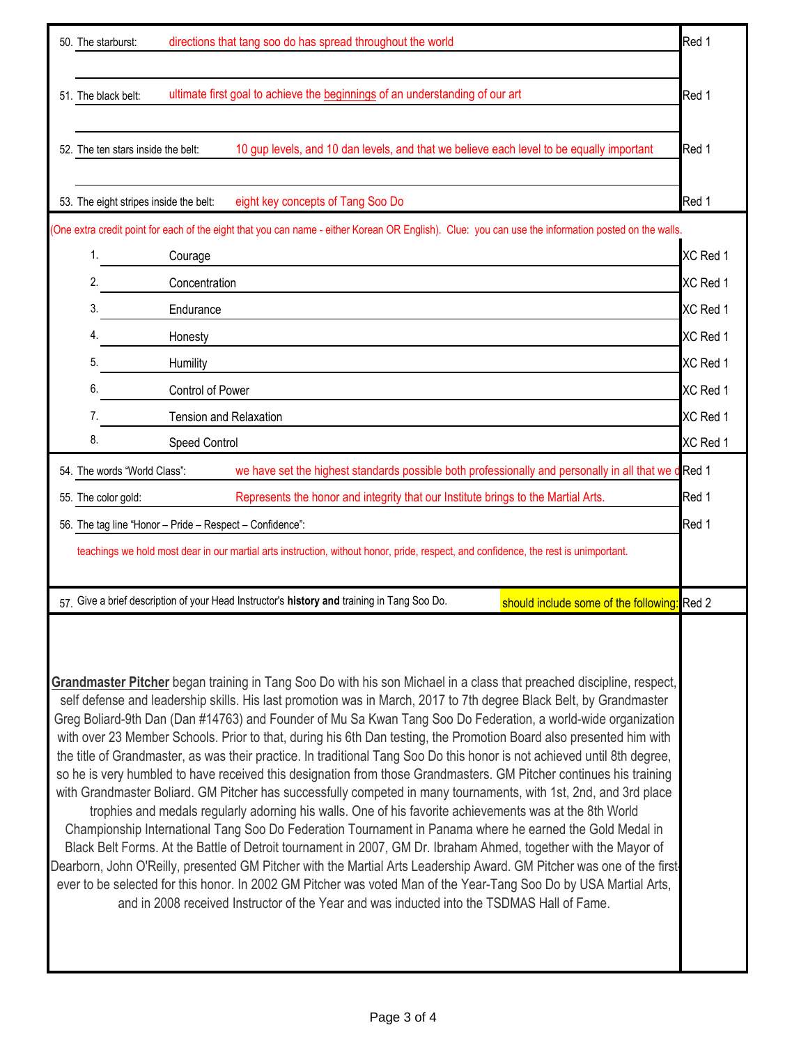| Question | Answer | Points |
|---|---|---|
| 50. The starburst: | directions that tang soo do has spread throughout the world | Red 1 |
| 51. The black belt: | ultimate first goal to achieve the beginnings of an understanding of our art | Red 1 |
| 52. The ten stars inside the belt: | 10 gup levels, and 10 dan levels, and that we believe each level to be equally important | Red 1 |
| 53. The eight stripes inside the belt: | eight key concepts of Tang Soo Do | Red 1 |

(One extra credit point for each of the eight that you can name - either Korean OR English). Clue: you can use the information posted on the walls.

| # | Concept | Points |
|---|---|---|
| 1. | Courage | XC Red 1 |
| 2. | Concentration | XC Red 1 |
| 3. | Endurance | XC Red 1 |
| 4. | Honesty | XC Red 1 |
| 5. | Humility | XC Red 1 |
| 6. | Control of Power | XC Red 1 |
| 7. | Tension and Relaxation | XC Red 1 |
| 8. | Speed Control | XC Red 1 |

| Question | Answer | Points |
|---|---|---|
| 54. The words "World Class": | we have set the highest standards possible both professionally and personally in all that we d | Red 1 |
| 55. The color gold: | Represents the honor and integrity that our Institute brings to the Martial Arts. | Red 1 |
| 56. The tag line "Honor – Pride – Respect – Confidence": | teachings we hold most dear in our martial arts instruction, without honor, pride, respect, and confidence, the rest is unimportant. | Red 1 |

57. Give a brief description of your Head Instructor's **history and** training in Tang Soo Do. should include some of the following: — Red 2

**Grandmaster Pitcher** began training in Tang Soo Do with his son Michael in a class that preached discipline, respect, self defense and leadership skills. His last promotion was in March, 2017 to 7th degree Black Belt, by Grandmaster Greg Boliard-9th Dan (Dan #14763) and Founder of Mu Sa Kwan Tang Soo Do Federation, a world-wide organization with over 23 Member Schools. Prior to that, during his 6th Dan testing, the Promotion Board also presented him with the title of Grandmaster, as was their practice. In traditional Tang Soo Do this honor is not achieved until 8th degree, so he is very humbled to have received this designation from those Grandmasters. GM Pitcher continues his training with Grandmaster Boliard. GM Pitcher has successfully competed in many tournaments, with 1st, 2nd, and 3rd place trophies and medals regularly adorning his walls. One of his favorite achievements was at the 8th World Championship International Tang Soo Do Federation Tournament in Panama where he earned the Gold Medal in Black Belt Forms. At the Battle of Detroit tournament in 2007, GM Dr. Ibraham Ahmed, together with the Mayor of Dearborn, John O'Reilly, presented GM Pitcher with the Martial Arts Leadership Award. GM Pitcher was one of the first-ever to be selected for this honor. In 2002 GM Pitcher was voted Man of the Year-Tang Soo Do by USA Martial Arts, and in 2008 received Instructor of the Year and was inducted into the TSDMAS Hall of Fame.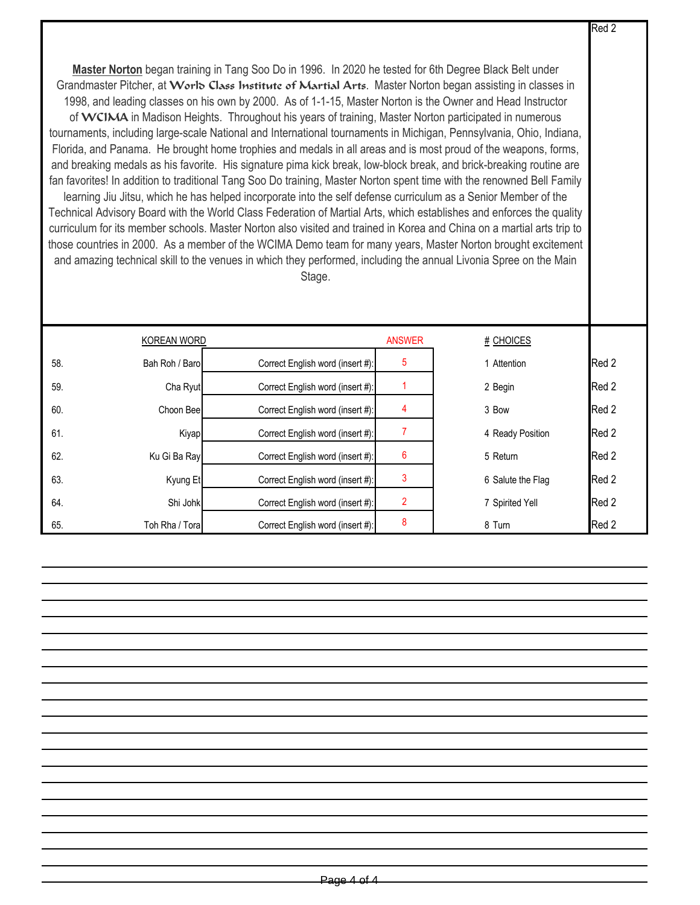Red 2

**Master Norton** began training in Tang Soo Do in 1996. In 2020 he tested for 6th Degree Black Belt under Grandmaster Pitcher, at World Class Institute of Martial Arts. Master Norton began assisting in classes in 1998, and leading classes on his own by 2000. As of 1-1-15, Master Norton is the Owner and Head Instructor of WCIMA in Madison Heights. Throughout his years of training, Master Norton participated in numerous tournaments, including large-scale National and International tournaments in Michigan, Pennsylvania, Ohio, Indiana, Florida, and Panama. He brought home trophies and medals in all areas and is most proud of the weapons, forms, and breaking medals as his favorite. His signature pima kick break, low-block break, and brick-breaking routine are fan favorites! In addition to traditional Tang Soo Do training, Master Norton spent time with the renowned Bell Family learning Jiu Jitsu, which he has helped incorporate into the self defense curriculum as a Senior Member of the Technical Advisory Board with the World Class Federation of Martial Arts, which establishes and enforces the quality curriculum for its member schools. Master Norton also visited and trained in Korea and China on a martial arts trip to those countries in 2000. As a member of the WCIMA Demo team for many years, Master Norton brought excitement and amazing technical skill to the venues in which they performed, including the annual Livonia Spree on the Main Stage.

| | KOREAN WORD | | ANSWER | # CHOICES | |
|---|---|---|---|---|---|
| 58. | Bah Roh / Baro | Correct English word (insert #): | 5 | 1 Attention | Red 2 |
| 59. | Cha Ryut | Correct English word (insert #): | 1 | 2 Begin | Red 2 |
| 60. | Choon Bee | Correct English word (insert #): | 4 | 3 Bow | Red 2 |
| 61. | Kiyap | Correct English word (insert #): | 7 | 4 Ready Position | Red 2 |
| 62. | Ku Gi Ba Ray | Correct English word (insert #): | 6 | 5 Return | Red 2 |
| 63. | Kyung Et | Correct English word (insert #): | 3 | 6 Salute the Flag | Red 2 |
| 64. | Shi Johk | Correct English word (insert #): | 2 | 7 Spirited Yell | Red 2 |
| 65. | Toh Rha / Tora | Correct English word (insert #): | 8 | 8 Turn | Red 2 |